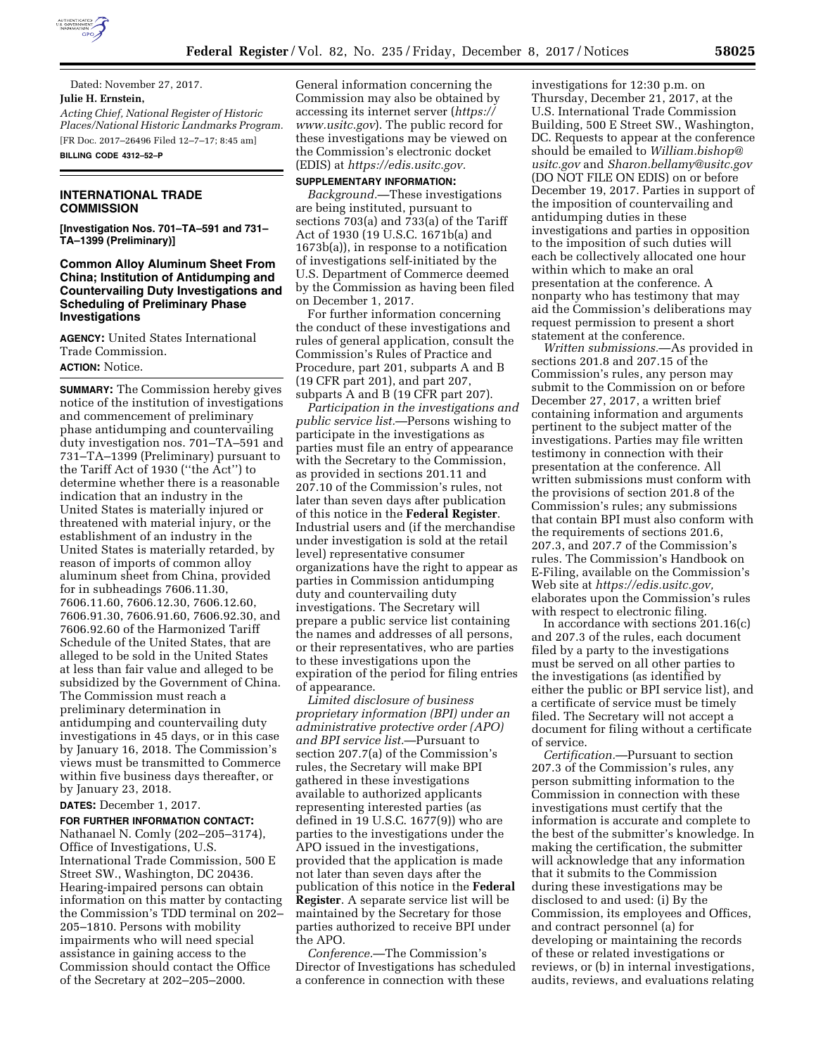Dated: November 27, 2017.

**Julie H. Ernstein,**

*Acting Chief, National Register of Historic Places/National Historic Landmarks Program.*

[FR Doc. 2017–26496 Filed 12–7–17; 8:45 am]

**BILLING CODE 4312–52–P**

## INTERNATIONAL TRADE COMMISSION

**[Investigation Nos. 701–TA–591 and 731–TA–1399 (Preliminary)]**

### Common Alloy Aluminum Sheet From China; Institution of Antidumping and Countervailing Duty Investigations and Scheduling of Preliminary Phase Investigations

**AGENCY:** United States International Trade Commission.

**ACTION:** Notice.

**SUMMARY:** The Commission hereby gives notice of the institution of investigations and commencement of preliminary phase antidumping and countervailing duty investigation nos. 701–TA–591 and 731–TA–1399 (Preliminary) pursuant to the Tariff Act of 1930 (''the Act'') to determine whether there is a reasonable indication that an industry in the United States is materially injured or threatened with material injury, or the establishment of an industry in the United States is materially retarded, by reason of imports of common alloy aluminum sheet from China, provided for in subheadings 7606.11.30, 7606.11.60, 7606.12.30, 7606.12.60, 7606.91.30, 7606.91.60, 7606.92.30, and 7606.92.60 of the Harmonized Tariff Schedule of the United States, that are alleged to be sold in the United States at less than fair value and alleged to be subsidized by the Government of China. The Commission must reach a preliminary determination in antidumping and countervailing duty investigations in 45 days, or in this case by January 16, 2018. The Commission's views must be transmitted to Commerce within five business days thereafter, or by January 23, 2018.

**DATES:** December 1, 2017.

**FOR FURTHER INFORMATION CONTACT:** Nathanael N. Comly (202–205–3174), Office of Investigations, U.S. International Trade Commission, 500 E Street SW., Washington, DC 20436. Hearing-impaired persons can obtain information on this matter by contacting the Commission's TDD terminal on 202–205–1810. Persons with mobility impairments who will need special assistance in gaining access to the Commission should contact the Office of the Secretary at 202–205–2000. General information concerning the Commission may also be obtained by accessing its internet server (*https://www.usitc.gov*). The public record for these investigations may be viewed on the Commission's electronic docket (EDIS) at *https://edis.usitc.gov.*

**SUPPLEMENTARY INFORMATION:**

*Background.*—These investigations are being instituted, pursuant to sections 703(a) and 733(a) of the Tariff Act of 1930 (19 U.S.C. 1671b(a) and 1673b(a)), in response to a notification of investigations self-initiated by the U.S. Department of Commerce deemed by the Commission as having been filed on December 1, 2017.

For further information concerning the conduct of these investigations and rules of general application, consult the Commission's Rules of Practice and Procedure, part 201, subparts A and B (19 CFR part 201), and part 207, subparts A and B (19 CFR part 207).

*Participation in the investigations and public service list.*—Persons wishing to participate in the investigations as parties must file an entry of appearance with the Secretary to the Commission, as provided in sections 201.11 and 207.10 of the Commission's rules, not later than seven days after publication of this notice in the **Federal Register**. Industrial users and (if the merchandise under investigation is sold at the retail level) representative consumer organizations have the right to appear as parties in Commission antidumping duty and countervailing duty investigations. The Secretary will prepare a public service list containing the names and addresses of all persons, or their representatives, who are parties to these investigations upon the expiration of the period for filing entries of appearance.

*Limited disclosure of business proprietary information (BPI) under an administrative protective order (APO) and BPI service list.*—Pursuant to section 207.7(a) of the Commission's rules, the Secretary will make BPI gathered in these investigations available to authorized applicants representing interested parties (as defined in 19 U.S.C. 1677(9)) who are parties to the investigations under the APO issued in the investigations, provided that the application is made not later than seven days after the publication of this notice in the **Federal Register**. A separate service list will be maintained by the Secretary for those parties authorized to receive BPI under the APO.

*Conference.*—The Commission's Director of Investigations has scheduled a conference in connection with these investigations for 12:30 p.m. on Thursday, December 21, 2017, at the U.S. International Trade Commission Building, 500 E Street SW., Washington, DC. Requests to appear at the conference should be emailed to *William.bishop@usitc.gov* and *Sharon.bellamy@usitc.gov* (DO NOT FILE ON EDIS) on or before December 19, 2017. Parties in support of the imposition of countervailing and antidumping duties in these investigations and parties in opposition to the imposition of such duties will each be collectively allocated one hour within which to make an oral presentation at the conference. A nonparty who has testimony that may aid the Commission's deliberations may request permission to present a short statement at the conference.

*Written submissions.*—As provided in sections 201.8 and 207.15 of the Commission's rules, any person may submit to the Commission on or before December 27, 2017, a written brief containing information and arguments pertinent to the subject matter of the investigations. Parties may file written testimony in connection with their presentation at the conference. All written submissions must conform with the provisions of section 201.8 of the Commission's rules; any submissions that contain BPI must also conform with the requirements of sections 201.6, 207.3, and 207.7 of the Commission's rules. The Commission's Handbook on E-Filing, available on the Commission's Web site at *https://edis.usitc.gov,* elaborates upon the Commission's rules with respect to electronic filing.

In accordance with sections 201.16(c) and 207.3 of the rules, each document filed by a party to the investigations must be served on all other parties to the investigations (as identified by either the public or BPI service list), and a certificate of service must be timely filed. The Secretary will not accept a document for filing without a certificate of service.

*Certification.*—Pursuant to section 207.3 of the Commission's rules, any person submitting information to the Commission in connection with these investigations must certify that the information is accurate and complete to the best of the submitter's knowledge. In making the certification, the submitter will acknowledge that any information that it submits to the Commission during these investigations may be disclosed to and used: (i) By the Commission, its employees and Offices, and contract personnel (a) for developing or maintaining the records of these or related investigations or reviews, or (b) in internal investigations, audits, reviews, and evaluations relating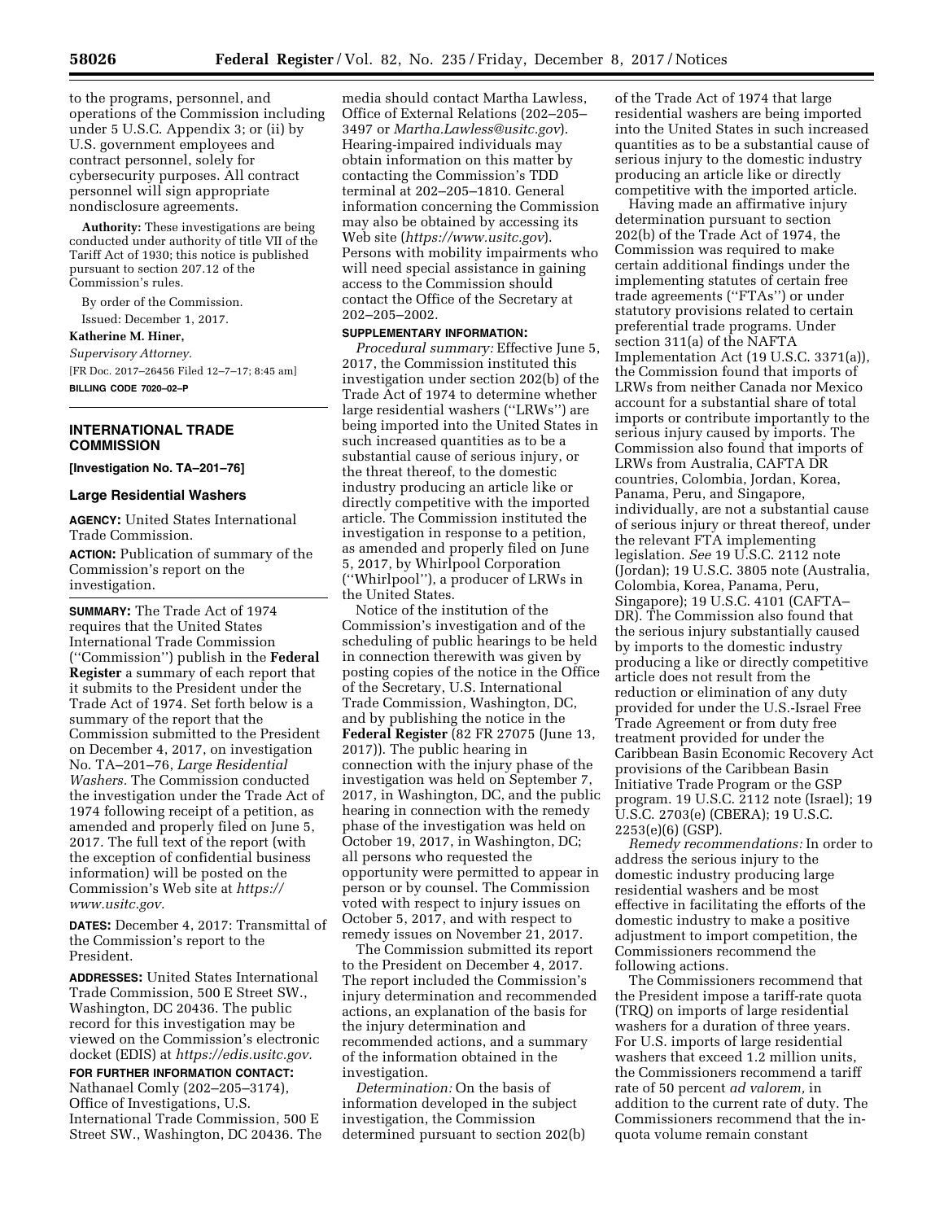to the programs, personnel, and operations of the Commission including under 5 U.S.C. Appendix 3; or (ii) by U.S. government employees and contract personnel, solely for cybersecurity purposes. All contract personnel will sign appropriate nondisclosure agreements.

**Authority:** These investigations are being conducted under authority of title VII of the Tariff Act of 1930; this notice is published pursuant to section 207.12 of the Commission's rules.

By order of the Commission.

Issued: December 1, 2017.

**Katherine M. Hiner,**

*Supervisory Attorney.*

[FR Doc. 2017–26456 Filed 12–7–17; 8:45 am]

**BILLING CODE 7020–02–P**

---

## INTERNATIONAL TRADE COMMISSION

**[Investigation No. TA–201–76]**

### Large Residential Washers

**AGENCY:** United States International Trade Commission.

**ACTION:** Publication of summary of the Commission's report on the investigation.

**SUMMARY:** The Trade Act of 1974 requires that the United States International Trade Commission (''Commission'') publish in the **Federal Register** a summary of each report that it submits to the President under the Trade Act of 1974. Set forth below is a summary of the report that the Commission submitted to the President on December 4, 2017, on investigation No. TA–201–76, *Large Residential Washers.* The Commission conducted the investigation under the Trade Act of 1974 following receipt of a petition, as amended and properly filed on June 5, 2017. The full text of the report (with the exception of confidential business information) will be posted on the Commission's Web site at *https://www.usitc.gov.*

**DATES:** December 4, 2017: Transmittal of the Commission's report to the President.

**ADDRESSES:** United States International Trade Commission, 500 E Street SW., Washington, DC 20436. The public record for this investigation may be viewed on the Commission's electronic docket (EDIS) at *https://edis.usitc.gov.*

**FOR FURTHER INFORMATION CONTACT:** Nathanael Comly (202–205–3174), Office of Investigations, U.S. International Trade Commission, 500 E Street SW., Washington, DC 20436. The media should contact Martha Lawless, Office of External Relations (202–205–3497 or *Martha.Lawless@usitc.gov*). Hearing-impaired individuals may obtain information on this matter by contacting the Commission's TDD terminal at 202–205–1810. General information concerning the Commission may also be obtained by accessing its Web site (*https://www.usitc.gov*). Persons with mobility impairments who will need special assistance in gaining access to the Commission should contact the Office of the Secretary at 202–205–2002.

**SUPPLEMENTARY INFORMATION:**

*Procedural summary:* Effective June 5, 2017, the Commission instituted this investigation under section 202(b) of the Trade Act of 1974 to determine whether large residential washers (''LRWs'') are being imported into the United States in such increased quantities as to be a substantial cause of serious injury, or the threat thereof, to the domestic industry producing an article like or directly competitive with the imported article. The Commission instituted the investigation in response to a petition, as amended and properly filed on June 5, 2017, by Whirlpool Corporation (''Whirlpool''), a producer of LRWs in the United States.

Notice of the institution of the Commission's investigation and of the scheduling of public hearings to be held in connection therewith was given by posting copies of the notice in the Office of the Secretary, U.S. International Trade Commission, Washington, DC, and by publishing the notice in the **Federal Register** (82 FR 27075 (June 13, 2017)). The public hearing in connection with the injury phase of the investigation was held on September 7, 2017, in Washington, DC, and the public hearing in connection with the remedy phase of the investigation was held on October 19, 2017, in Washington, DC; all persons who requested the opportunity were permitted to appear in person or by counsel. The Commission voted with respect to injury issues on October 5, 2017, and with respect to remedy issues on November 21, 2017.

The Commission submitted its report to the President on December 4, 2017. The report included the Commission's injury determination and recommended actions, an explanation of the basis for the injury determination and recommended actions, and a summary of the information obtained in the investigation.

*Determination:* On the basis of information developed in the subject investigation, the Commission determined pursuant to section 202(b) of the Trade Act of 1974 that large residential washers are being imported into the United States in such increased quantities as to be a substantial cause of serious injury to the domestic industry producing an article like or directly competitive with the imported article.

Having made an affirmative injury determination pursuant to section 202(b) of the Trade Act of 1974, the Commission was required to make certain additional findings under the implementing statutes of certain free trade agreements (''FTAs'') or under statutory provisions related to certain preferential trade programs. Under section 311(a) of the NAFTA Implementation Act (19 U.S.C. 3371(a)), the Commission found that imports of LRWs from neither Canada nor Mexico account for a substantial share of total imports or contribute importantly to the serious injury caused by imports. The Commission also found that imports of LRWs from Australia, CAFTA DR countries, Colombia, Jordan, Korea, Panama, Peru, and Singapore, individually, are not a substantial cause of serious injury or threat thereof, under the relevant FTA implementing legislation. *See* 19 U.S.C. 2112 note (Jordan); 19 U.S.C. 3805 note (Australia, Colombia, Korea, Panama, Peru, Singapore); 19 U.S.C. 4101 (CAFTA–DR). The Commission also found that the serious injury substantially caused by imports to the domestic industry producing a like or directly competitive article does not result from the reduction or elimination of any duty provided for under the U.S.-Israel Free Trade Agreement or from duty free treatment provided for under the Caribbean Basin Economic Recovery Act provisions of the Caribbean Basin Initiative Trade Program or the GSP program. 19 U.S.C. 2112 note (Israel); 19 U.S.C. 2703(e) (CBERA); 19 U.S.C. 2253(e)(6) (GSP).

*Remedy recommendations:* In order to address the serious injury to the domestic industry producing large residential washers and be most effective in facilitating the efforts of the domestic industry to make a positive adjustment to import competition, the Commissioners recommend the following actions.

The Commissioners recommend that the President impose a tariff-rate quota (TRQ) on imports of large residential washers for a duration of three years. For U.S. imports of large residential washers that exceed 1.2 million units, the Commissioners recommend a tariff rate of 50 percent *ad valorem,* in addition to the current rate of duty. The Commissioners recommend that the in-quota volume remain constant